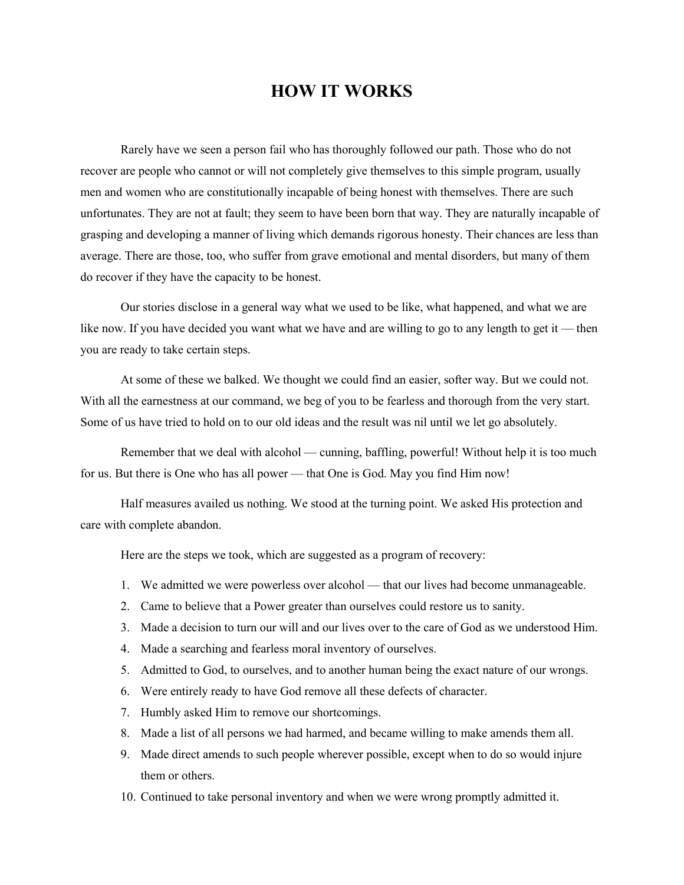# HOW IT WORKS

Rarely have we seen a person fail who has thoroughly followed our path. Those who do not recover are people who cannot or will not completely give themselves to this simple program, usually men and women who are constitutionally incapable of being honest with themselves. There are such unfortunates. They are not at fault; they seem to have been born that way. They are naturally incapable of grasping and developing a manner of living which demands rigorous honesty. Their chances are less than average. There are those, too, who suffer from grave emotional and mental disorders, but many of them do recover if they have the capacity to be honest.

Our stories disclose in a general way what we used to be like, what happened, and what we are like now. If you have decided you want what we have and are willing to go to any length to get it — then you are ready to take certain steps.

At some of these we balked. We thought we could find an easier, softer way. But we could not. With all the earnestness at our command, we beg of you to be fearless and thorough from the very start. Some of us have tried to hold on to our old ideas and the result was nil until we let go absolutely.

Remember that we deal with alcohol — cunning, baffling, powerful! Without help it is too much for us. But there is One who has all power — that One is God. May you find Him now!

Half measures availed us nothing. We stood at the turning point. We asked His protection and care with complete abandon.

Here are the steps we took, which are suggested as a program of recovery:

1. We admitted we were powerless over alcohol — that our lives had become unmanageable.
2. Came to believe that a Power greater than ourselves could restore us to sanity.
3. Made a decision to turn our will and our lives over to the care of God as we understood Him.
4. Made a searching and fearless moral inventory of ourselves.
5. Admitted to God, to ourselves, and to another human being the exact nature of our wrongs.
6. Were entirely ready to have God remove all these defects of character.
7. Humbly asked Him to remove our shortcomings.
8. Made a list of all persons we had harmed, and became willing to make amends them all.
9. Made direct amends to such people wherever possible, except when to do so would injure them or others.
10. Continued to take personal inventory and when we were wrong promptly admitted it.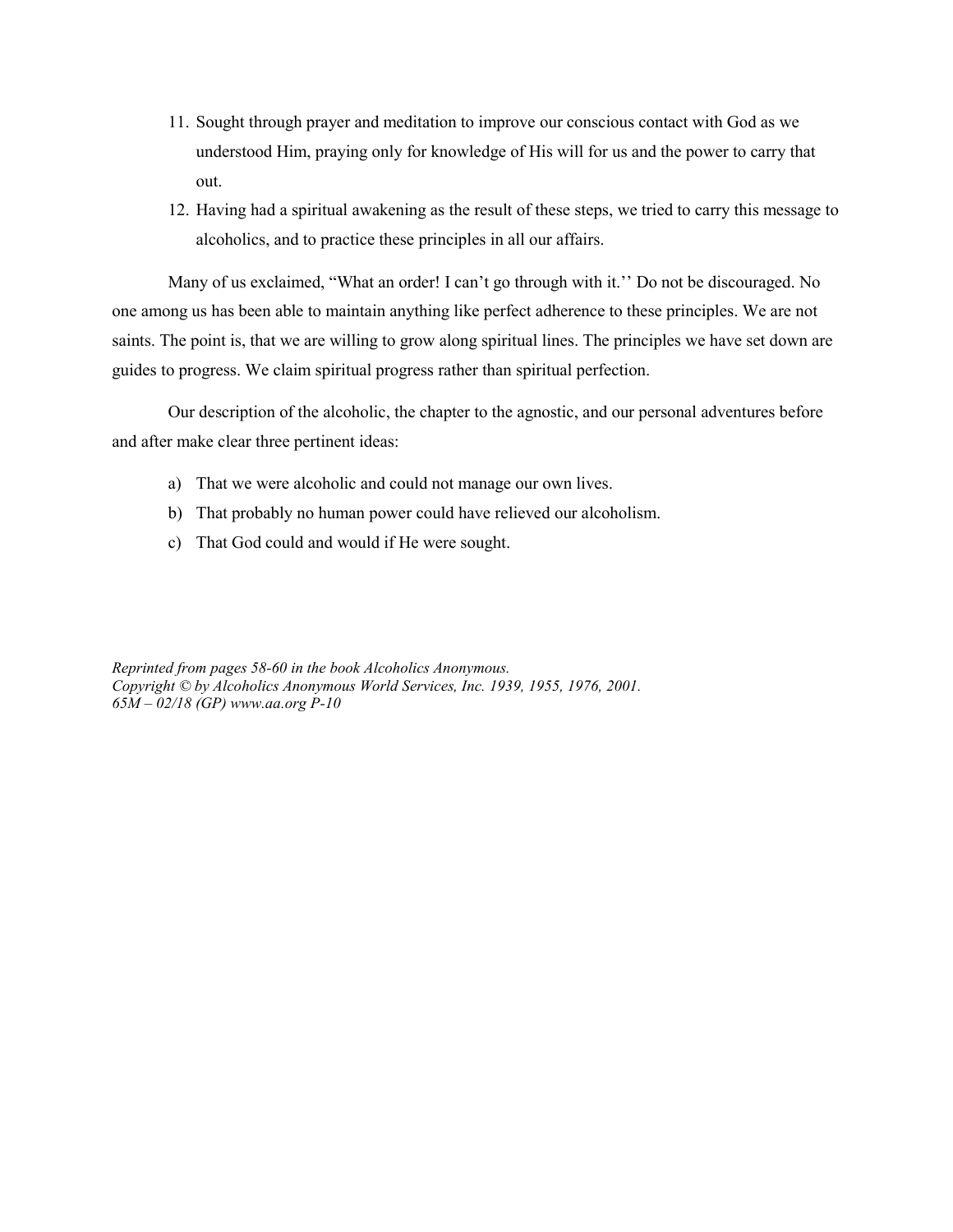11. Sought through prayer and meditation to improve our conscious contact with God as we understood Him, praying only for knowledge of His will for us and the power to carry that out.
12. Having had a spiritual awakening as the result of these steps, we tried to carry this message to alcoholics, and to practice these principles in all our affairs.

Many of us exclaimed, "What an order! I can't go through with it.'' Do not be discouraged. No one among us has been able to maintain anything like perfect adherence to these principles. We are not saints. The point is, that we are willing to grow along spiritual lines. The principles we have set down are guides to progress. We claim spiritual progress rather than spiritual perfection.

Our description of the alcoholic, the chapter to the agnostic, and our personal adventures before and after make clear three pertinent ideas:

a) That we were alcoholic and could not manage our own lives.
b) That probably no human power could have relieved our alcoholism.
c) That God could and would if He were sought.

*Reprinted from pages 58-60 in the book Alcoholics Anonymous.*
*Copyright © by Alcoholics Anonymous World Services, Inc. 1939, 1955, 1976, 2001.*
*65M – 02/18 (GP) www.aa.org P-10*